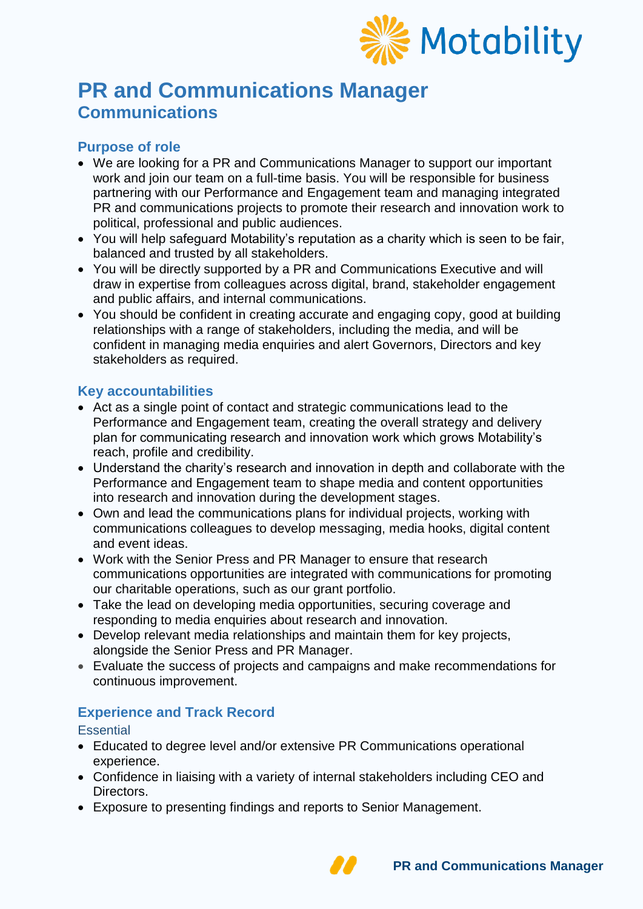# PR and Communications Manager

## Communications

### Purpose of role

- We are looking for a PR and Communications Manager to support our important work and join our team on a full-time basis. You will be responsible for business partnering with our Performance and Engagement team and managing integrated PR and communications projects to promote their research and innovation work to political, professional and public audiences.
- You will help safeguard Motability's reputation as a charity which is seen to be fair, balanced and trusted by all stakeholders.
- You will be directly supported by a PR and Communications Executive and will draw in expertise from colleagues across digital, brand, stakeholder engagement and public affairs, and internal communications.
- You should be confident in creating accurate and engaging copy, good at building relationships with a range of stakeholders, including the media, and will be confident in managing media enquiries and alert Governors, Directors and key stakeholders as required.

### Key accountabilities

- Act as a single point of contact and strategic communications lead to the Performance and Engagement team, creating the overall strategy and delivery plan for communicating research and innovation work which grows Motability's reach, profile and credibility.
- Understand the charity's research and innovation in depth and collaborate with the Performance and Engagement team to shape media and content opportunities into research and innovation during the development stages.
- Own and lead the communications plans for individual projects, working with communications colleagues to develop messaging, media hooks, digital content and event ideas.
- Work with the Senior Press and PR Manager to ensure that research communications opportunities are integrated with communications for promoting our charitable operations, such as our grant portfolio.
- Take the lead on developing media opportunities, securing coverage and responding to media enquiries about research and innovation.
- Develop relevant media relationships and maintain them for key projects, alongside the Senior Press and PR Manager.
- Evaluate the success of projects and campaigns and make recommendations for continuous improvement.

### Experience and Track Record

#### Essential

- Educated to degree level and/or extensive PR Communications operational experience.
- Confidence in liaising with a variety of internal stakeholders including CEO and Directors.
- Exposure to presenting findings and reports to Senior Management.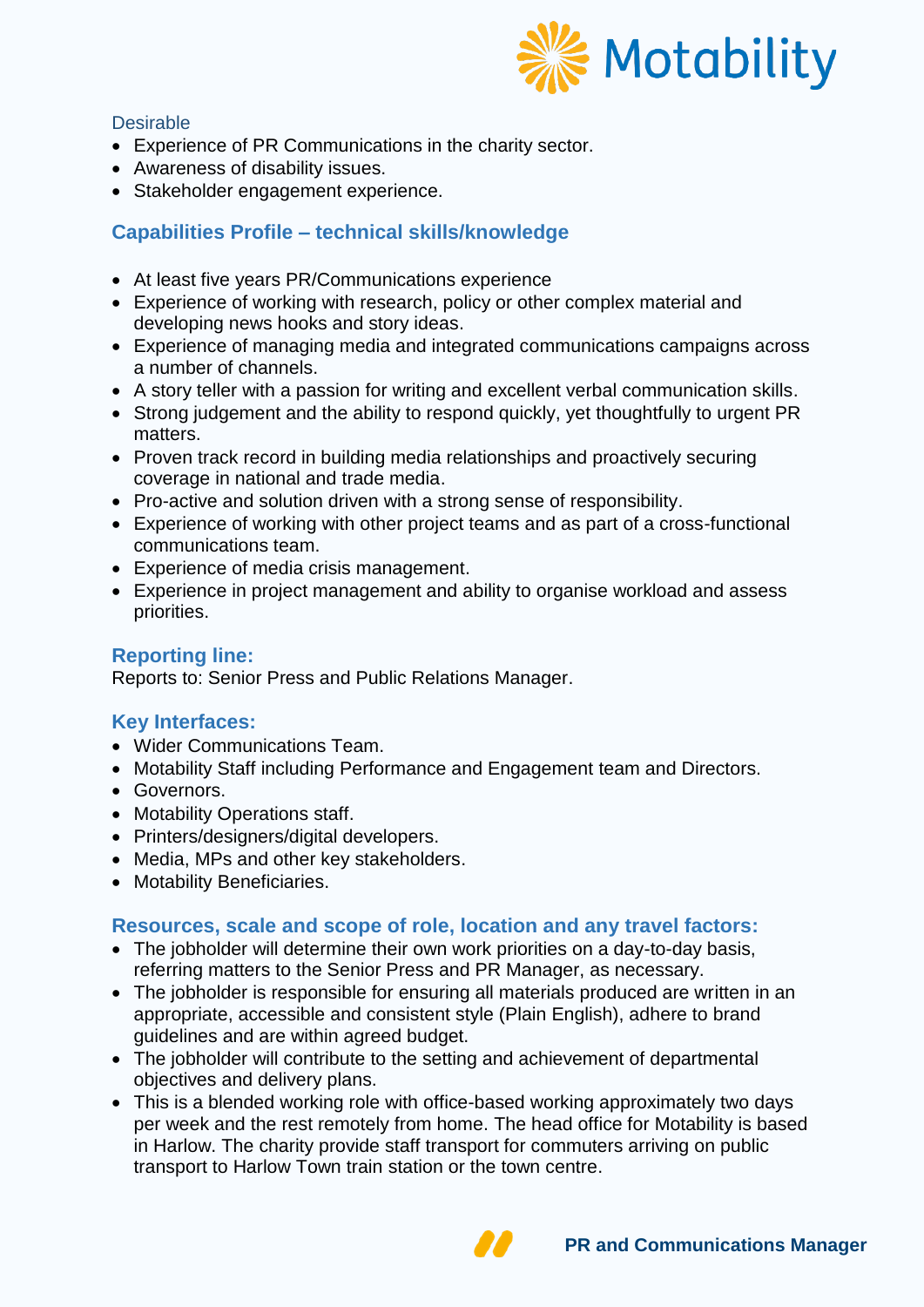### Desirable

- Experience of PR Communications in the charity sector.
- Awareness of disability issues.
- Stakeholder engagement experience.

## Capabilities Profile – technical skills/knowledge

- At least five years PR/Communications experience
- Experience of working with research, policy or other complex material and developing news hooks and story ideas.
- Experience of managing media and integrated communications campaigns across a number of channels.
- A story teller with a passion for writing and excellent verbal communication skills.
- Strong judgement and the ability to respond quickly, yet thoughtfully to urgent PR matters.
- Proven track record in building media relationships and proactively securing coverage in national and trade media.
- Pro-active and solution driven with a strong sense of responsibility.
- Experience of working with other project teams and as part of a cross-functional communications team.
- Experience of media crisis management.
- Experience in project management and ability to organise workload and assess priorities.

## Reporting line:

Reports to: Senior Press and Public Relations Manager.

## Key Interfaces:

- Wider Communications Team.
- Motability Staff including Performance and Engagement team and Directors.
- Governors.
- Motability Operations staff.
- Printers/designers/digital developers.
- Media, MPs and other key stakeholders.
- Motability Beneficiaries.

## Resources, scale and scope of role, location and any travel factors:

- The jobholder will determine their own work priorities on a day-to-day basis, referring matters to the Senior Press and PR Manager, as necessary.
- The jobholder is responsible for ensuring all materials produced are written in an appropriate, accessible and consistent style (Plain English), adhere to brand guidelines and are within agreed budget.
- The jobholder will contribute to the setting and achievement of departmental objectives and delivery plans.
- This is a blended working role with office-based working approximately two days per week and the rest remotely from home. The head office for Motability is based in Harlow. The charity provide staff transport for commuters arriving on public transport to Harlow Town train station or the town centre.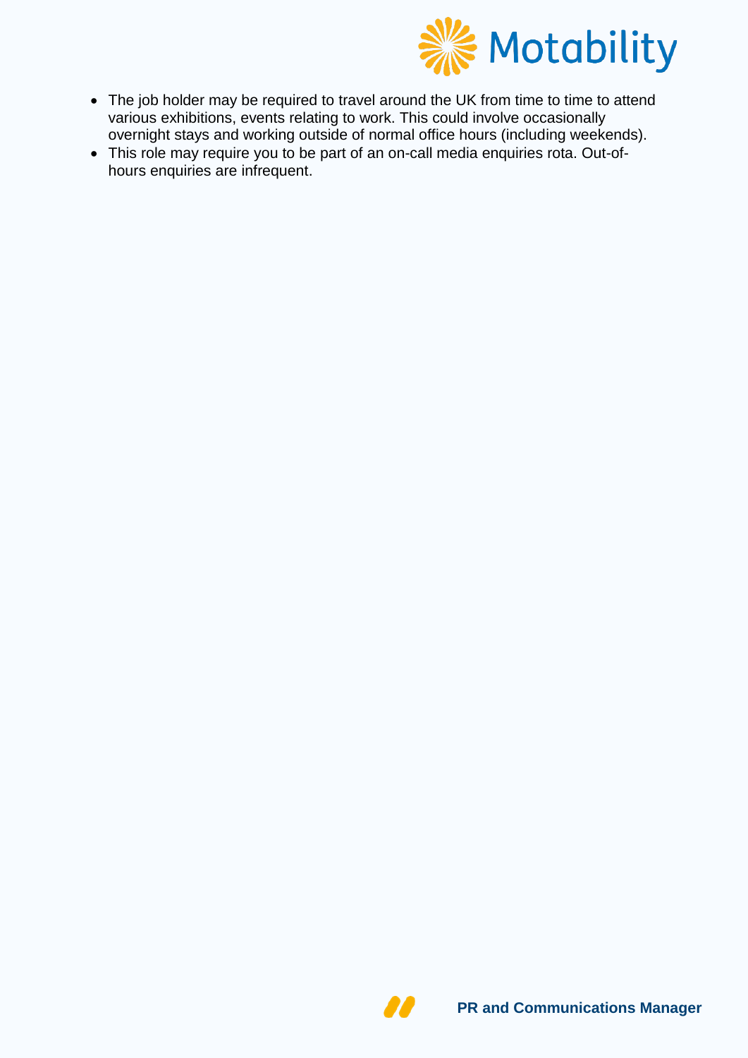- The job holder may be required to travel around the UK from time to time to attend various exhibitions, events relating to work. This could involve occasionally overnight stays and working outside of normal office hours (including weekends).
- This role may require you to be part of an on-call media enquiries rota. Out-of-hours enquiries are infrequent.